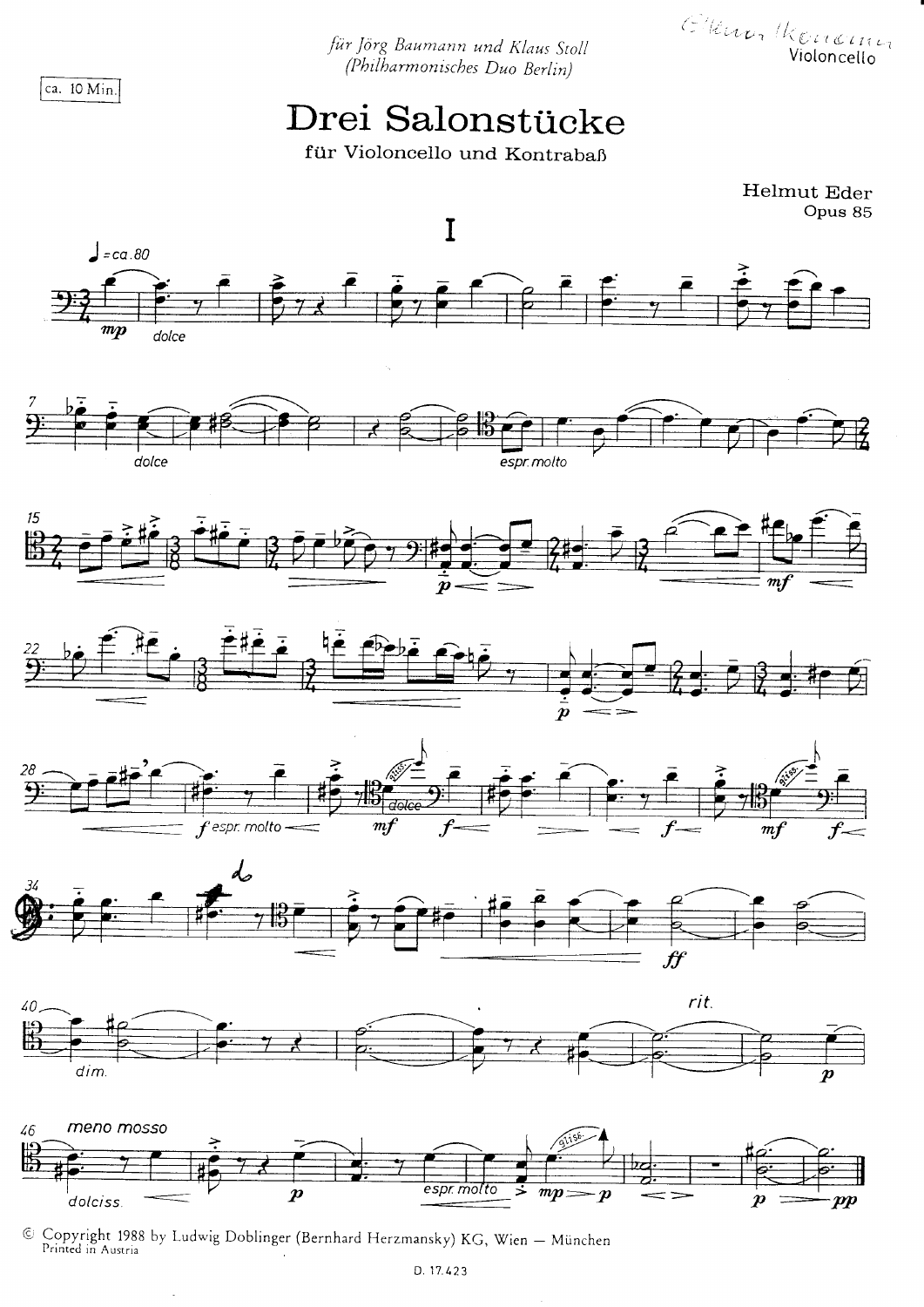*für Jörg Baumann und Klaus Stoll*
*(Philharmonisches Duo Berlin)*

Violoncello

ca. 10 Min.

# Drei Salonstücke

für Violoncello und Kontrabaß

Helmut Eder
Opus 85

## I

© Copyright 1988 by Ludwig Doblinger (Bernhard Herzmansky) KG, Wien – München
Printed in Austria

D. 17.423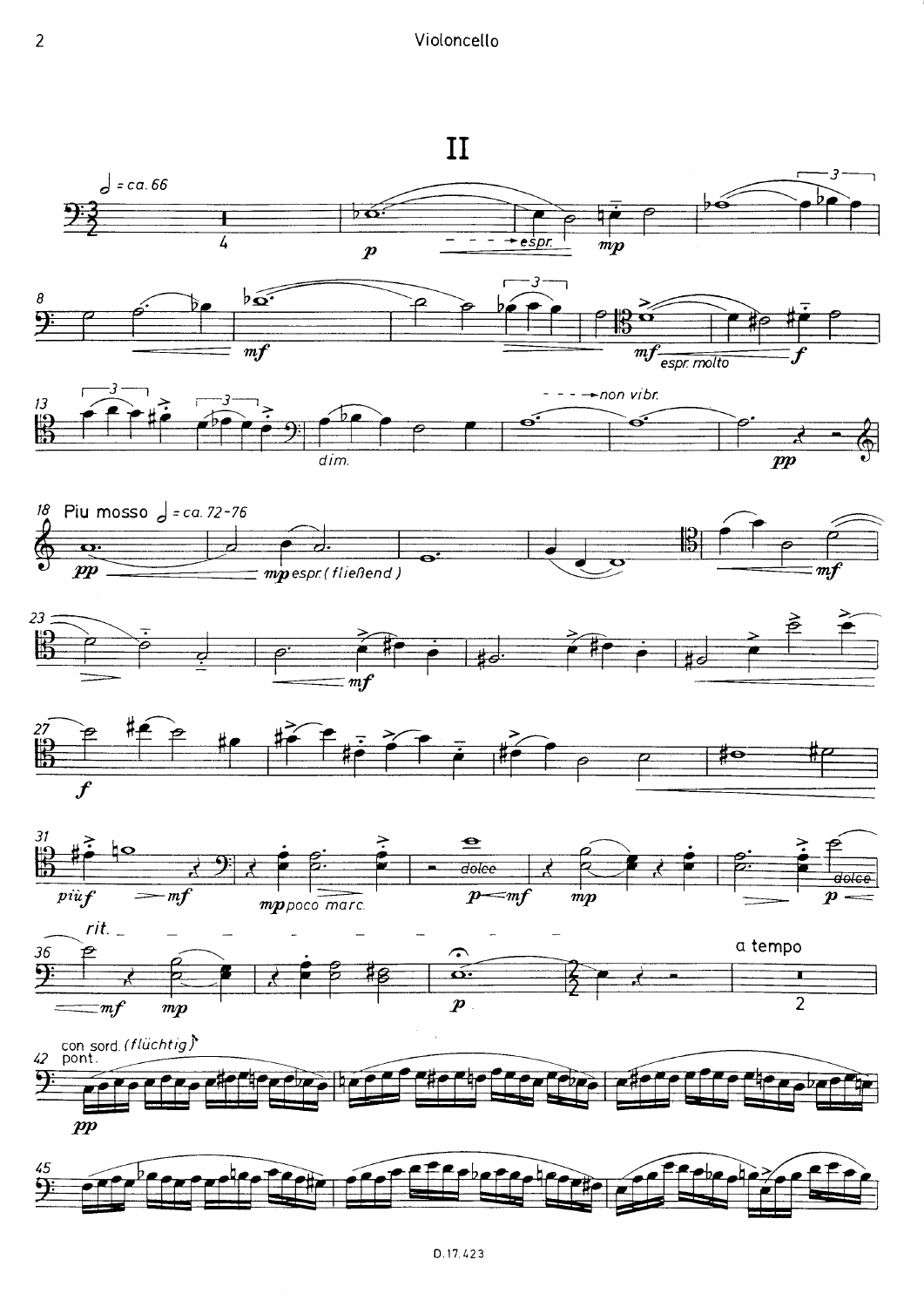# II

𝅗𝅥 = ca. 66

18 Piu mosso 𝅗𝅥 = ca. 72-76

*mp espr. (fließend)*

rit.

a tempo

42 con sord. (flüchtig) pont.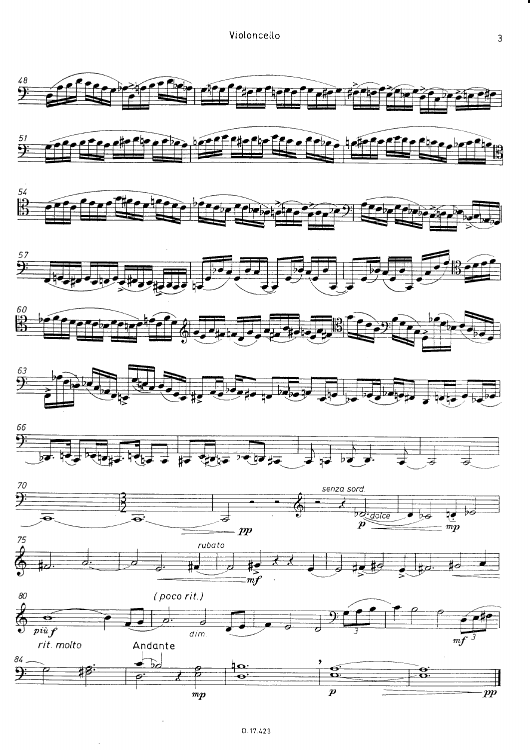senza sord.

dolce

rubato

(poco rit.)

dim.

rit. molto

Andante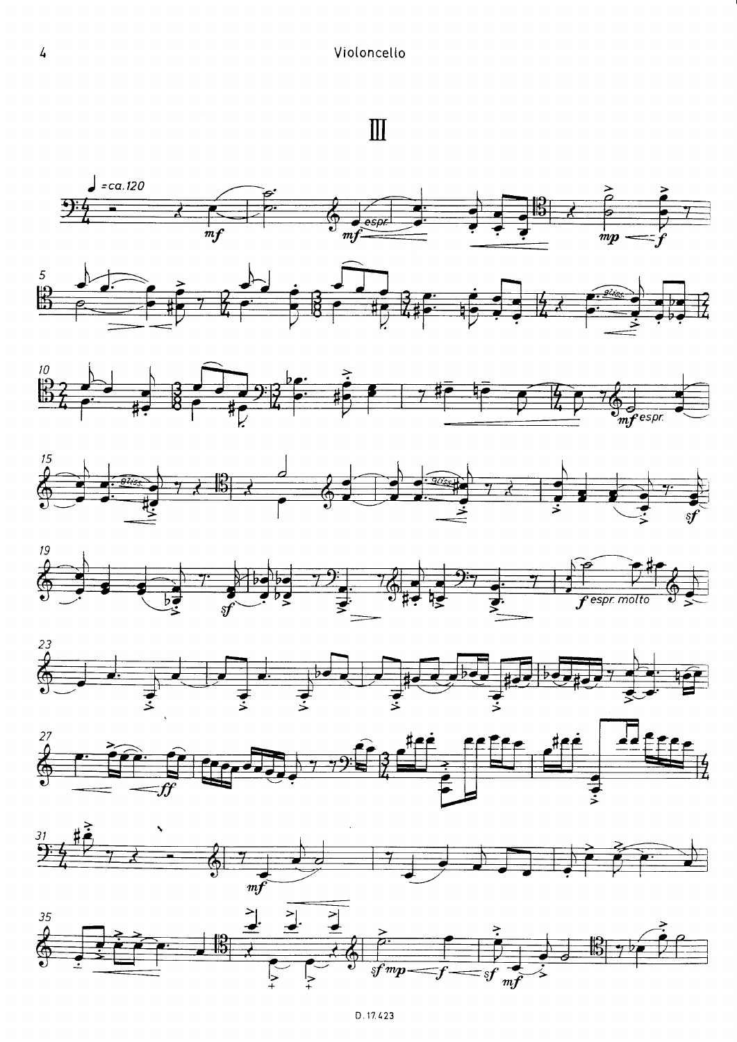# III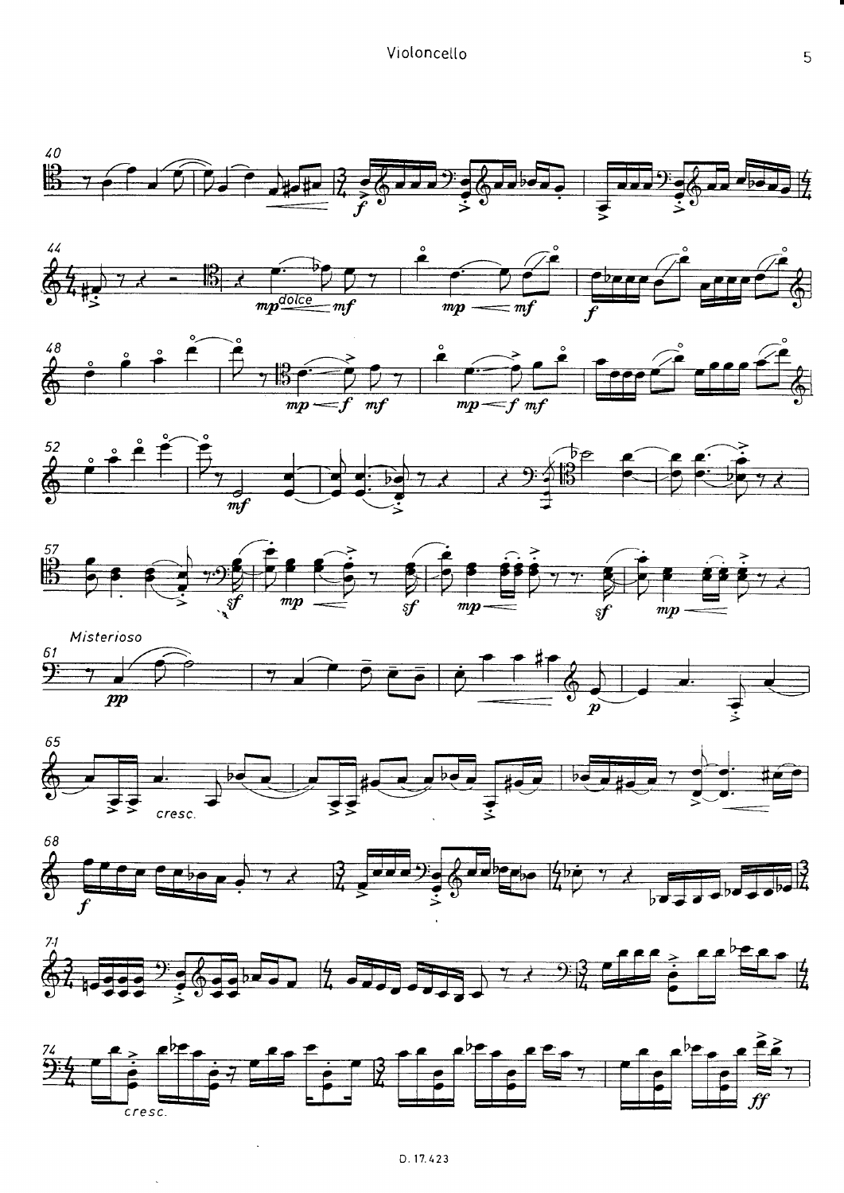Misterioso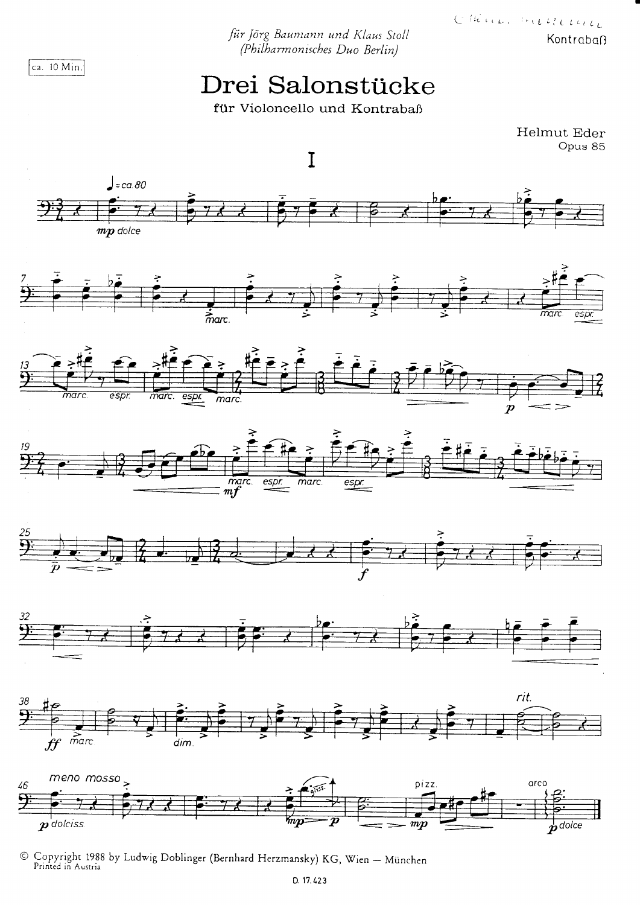*für Jörg Baumann und Klaus Stoll*
*(Philharmonisches Duo Berlin)*

Kontrabaß

ca. 10 Min.

# Drei Salonstücke

für Violoncello und Kontrabaß

Helmut Eder
Opus 85

## I

© Copyright 1988 by Ludwig Doblinger (Bernhard Herzmansky) KG, Wien — München
Printed in Austria

D. 17.423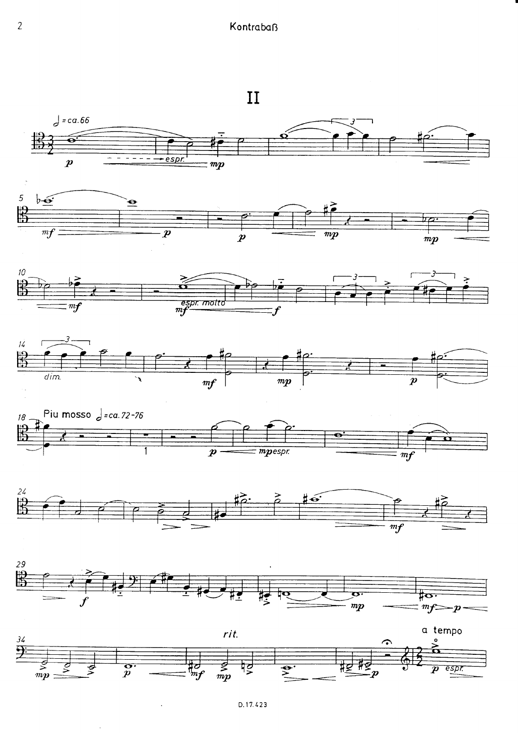# II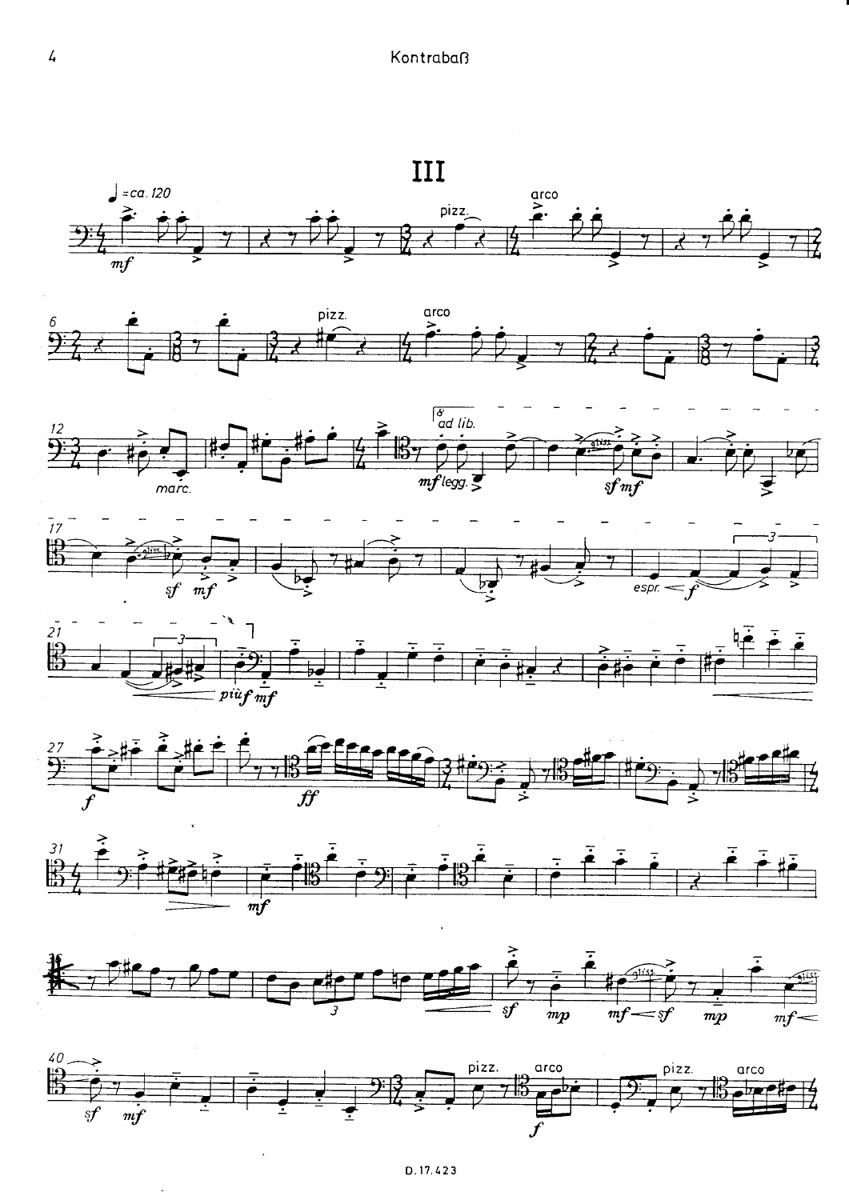# III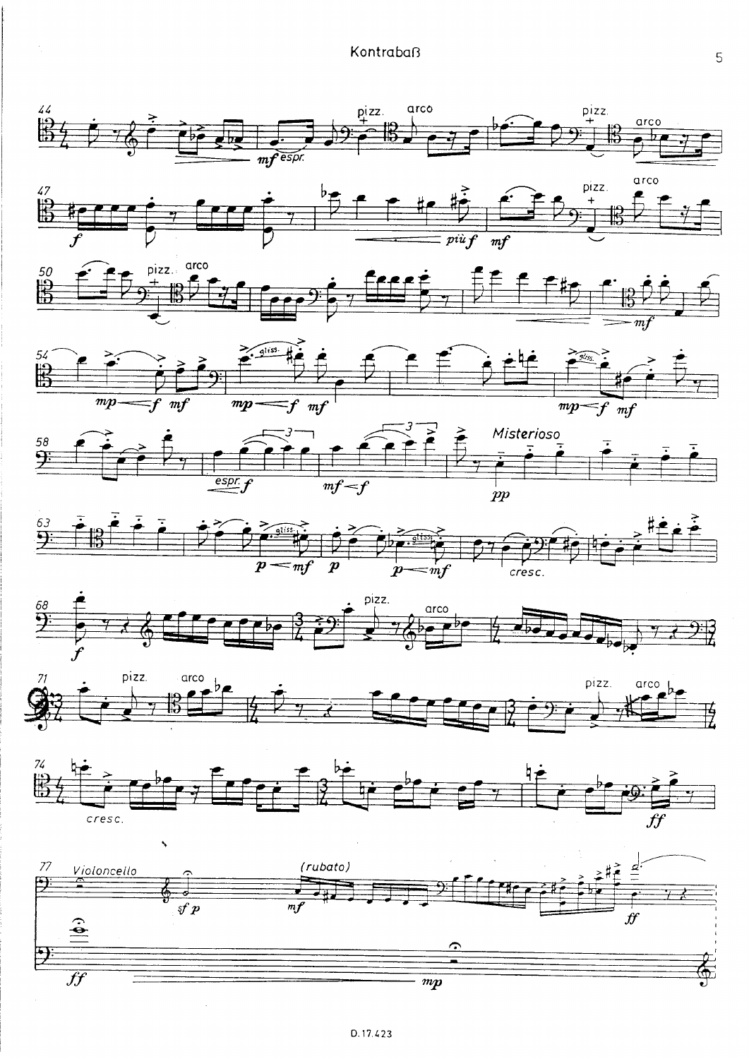Misterioso

Violoncello

(rubato)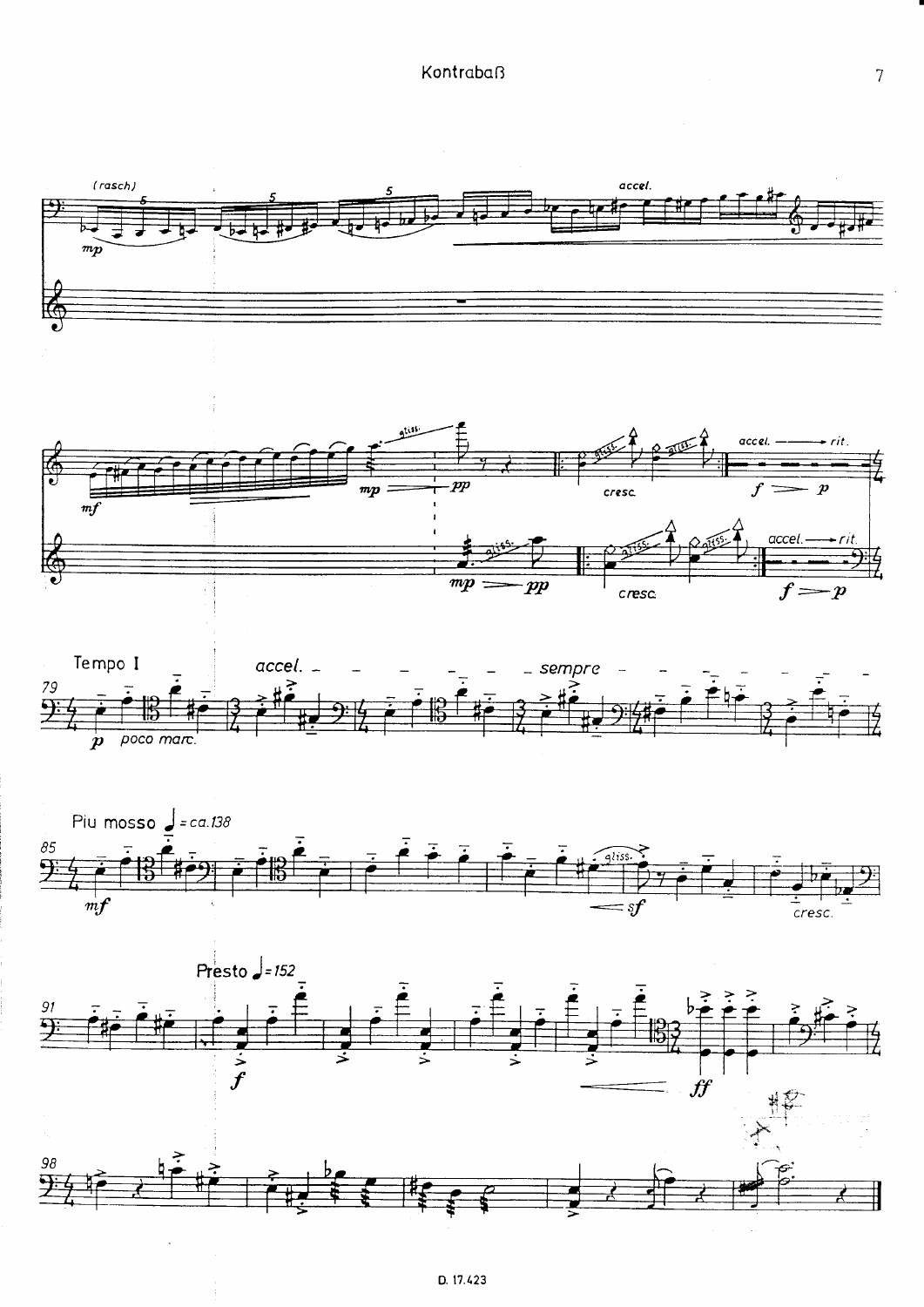(rasch)

*mp*

accel.

*mf*

gliss.

*mp* — *pp*

cresc.

accel. — rit.

*f* — *p*

Tempo I

79

accel. — sempre

*p* poco marc.

Piu mosso ♩ = ca. 138

85

*mf*

gliss.

*sf*

cresc.

Presto ♩ = 152

91

*f*

*ff*

98